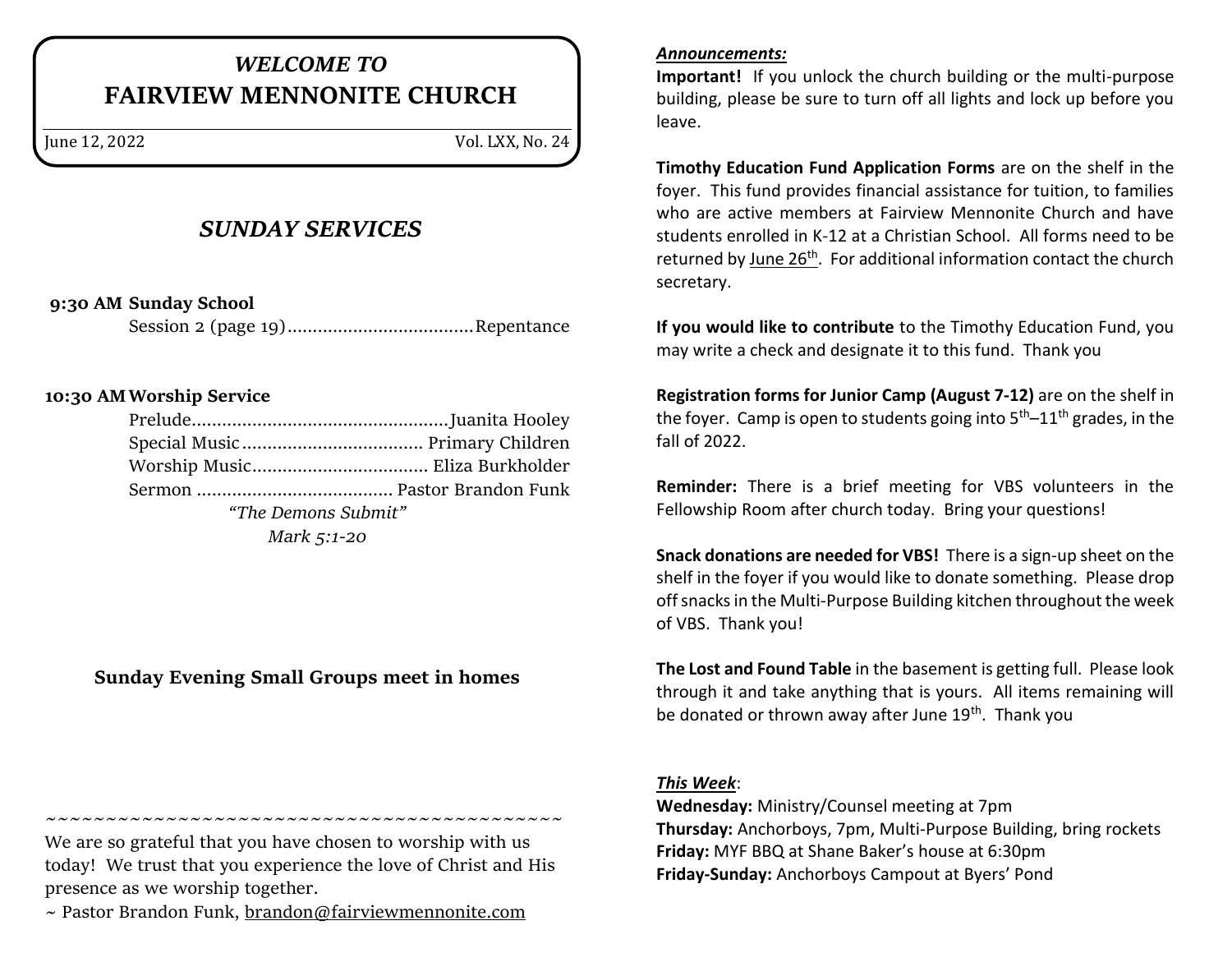# *WELCOME TO*
# FAIRVIEW MENNONITE CHURCH

June 12, 2022 Vol. LXX, No. 24

## *SUNDAY SERVICES*

**9:30 AM Sunday School**

Session 2 (page 19).....................................Repentance

**10:30 AM Worship Service**

Prelude...................................................Juanita Hooley

Special Music.................................... Primary Children

Worship Music................................... Eliza Burkholder

Sermon ....................................... Pastor Brandon Funk

*"The Demons Submit"*

*Mark 5:1-20*

**Sunday Evening Small Groups meet in homes**

~~~~~~~~~~~~~~~~~~~~~~~~~~~~~~~~~~~~~~~~~~~~~~

We are so grateful that you have chosen to worship with us today! We trust that you experience the love of Christ and His presence as we worship together.

~ Pastor Brandon Funk, brandon@fairviewmennonite.com

***Announcements:***

**Important!** If you unlock the church building or the multi-purpose building, please be sure to turn off all lights and lock up before you leave.

**Timothy Education Fund Application Forms** are on the shelf in the foyer. This fund provides financial assistance for tuition, to families who are active members at Fairview Mennonite Church and have students enrolled in K-12 at a Christian School. All forms need to be returned by June 26th. For additional information contact the church secretary.

**If you would like to contribute** to the Timothy Education Fund, you may write a check and designate it to this fund. Thank you

**Registration forms for Junior Camp (August 7-12)** are on the shelf in the foyer. Camp is open to students going into 5th–11th grades, in the fall of 2022.

**Reminder:** There is a brief meeting for VBS volunteers in the Fellowship Room after church today. Bring your questions!

**Snack donations are needed for VBS!** There is a sign-up sheet on the shelf in the foyer if you would like to donate something. Please drop off snacks in the Multi-Purpose Building kitchen throughout the week of VBS. Thank you!

**The Lost and Found Table** in the basement is getting full. Please look through it and take anything that is yours. All items remaining will be donated or thrown away after June 19th. Thank you

***This Week***:

**Wednesday:** Ministry/Counsel meeting at 7pm

**Thursday:** Anchorboys, 7pm, Multi-Purpose Building, bring rockets

**Friday:** MYF BBQ at Shane Baker's house at 6:30pm

**Friday-Sunday:** Anchorboys Campout at Byers' Pond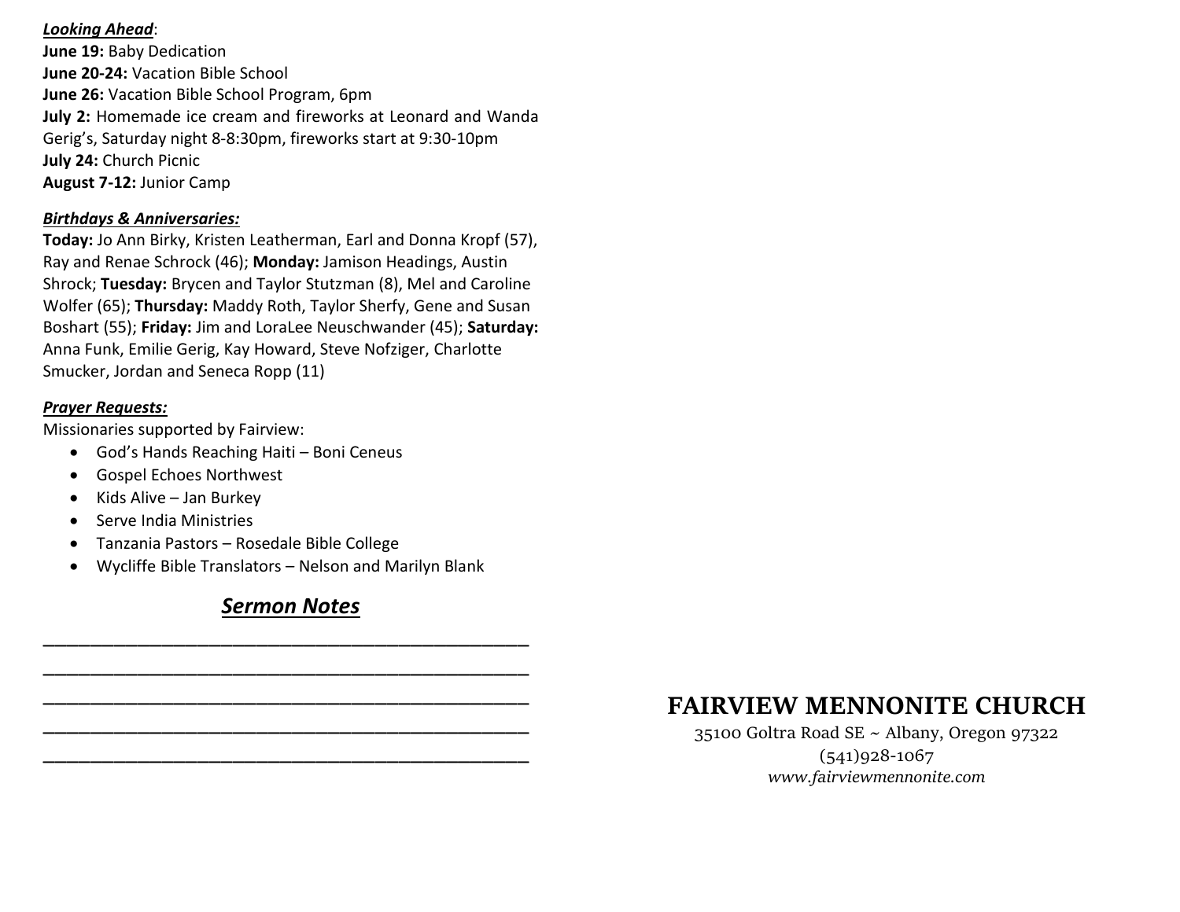***Looking Ahead***:

**June 19:** Baby Dedication
**June 20-24:** Vacation Bible School
**June 26:** Vacation Bible School Program, 6pm
**July 2:** Homemade ice cream and fireworks at Leonard and Wanda Gerig's, Saturday night 8-8:30pm, fireworks start at 9:30-10pm
**July 24:** Church Picnic
**August 7-12:** Junior Camp

***Birthdays & Anniversaries:***

**Today:** Jo Ann Birky, Kristen Leatherman, Earl and Donna Kropf (57), Ray and Renae Schrock (46); **Monday:** Jamison Headings, Austin Shrock; **Tuesday:** Brycen and Taylor Stutzman (8), Mel and Caroline Wolfer (65); **Thursday:** Maddy Roth, Taylor Sherfy, Gene and Susan Boshart (55); **Friday:** Jim and LoraLee Neuschwander (45); **Saturday:** Anna Funk, Emilie Gerig, Kay Howard, Steve Nofziger, Charlotte Smucker, Jordan and Seneca Ropp (11)

***Prayer Requests:***

Missionaries supported by Fairview:

- God's Hands Reaching Haiti – Boni Ceneus
- Gospel Echoes Northwest
- Kids Alive – Jan Burkey
- Serve India Ministries
- Tanzania Pastors – Rosedale Bible College
- Wycliffe Bible Translators – Nelson and Marilyn Blank

## ***Sermon Notes***

\_\_\_\_\_\_\_\_\_\_\_\_\_\_\_\_\_\_\_\_\_\_\_\_\_\_\_\_\_\_\_\_\_\_\_\_\_\_\_\_\_\_\_\_\_\_\_\_
\_\_\_\_\_\_\_\_\_\_\_\_\_\_\_\_\_\_\_\_\_\_\_\_\_\_\_\_\_\_\_\_\_\_\_\_\_\_\_\_\_\_\_\_\_\_\_\_
\_\_\_\_\_\_\_\_\_\_\_\_\_\_\_\_\_\_\_\_\_\_\_\_\_\_\_\_\_\_\_\_\_\_\_\_\_\_\_\_\_\_\_\_\_\_\_\_
\_\_\_\_\_\_\_\_\_\_\_\_\_\_\_\_\_\_\_\_\_\_\_\_\_\_\_\_\_\_\_\_\_\_\_\_\_\_\_\_\_\_\_\_\_\_\_\_
\_\_\_\_\_\_\_\_\_\_\_\_\_\_\_\_\_\_\_\_\_\_\_\_\_\_\_\_\_\_\_\_\_\_\_\_\_\_\_\_\_\_\_\_\_\_\_\_

# FAIRVIEW MENNONITE CHURCH

35100 Goltra Road SE ~ Albany, Oregon 97322
(541)928-1067
*www.fairviewmennonite.com*